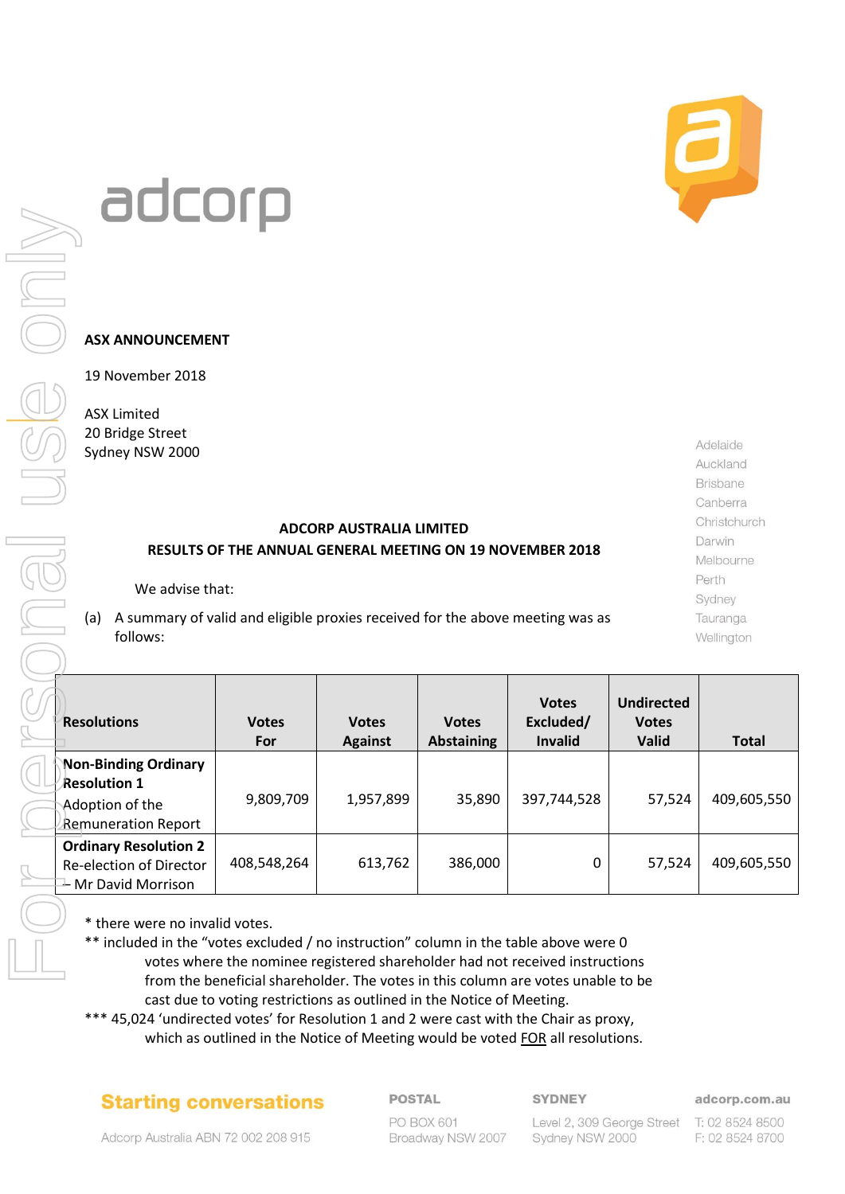adcorp

**ASX ANNOUNCEMENT**

19 November 2018

ASX Limited
20 Bridge Street
Sydney NSW 2000

Adelaide
Auckland
Brisbane
Canberra
Christchurch
Darwin
Melbourne
Perth
Sydney
Tauranga
Wellington

**ADCORP AUSTRALIA LIMITED**
**RESULTS OF THE ANNUAL GENERAL MEETING ON 19 NOVEMBER 2018**

We advise that:

(a) A summary of valid and eligible proxies received for the above meeting was as follows:

| Resolutions | Votes For | Votes Against | Votes Abstaining | Votes Excluded/ Invalid | Undirected Votes Valid | Total |
|---|---|---|---|---|---|---|
| **Non-Binding Ordinary Resolution 1** Adoption of the Remuneration Report | 9,809,709 | 1,957,899 | 35,890 | 397,744,528 | 57,524 | 409,605,550 |
| **Ordinary Resolution 2** Re-election of Director – Mr David Morrison | 408,548,264 | 613,762 | 386,000 | 0 | 57,524 | 409,605,550 |

* there were no invalid votes.

** included in the "votes excluded / no instruction" column in the table above were 0 votes where the nominee registered shareholder had not received instructions from the beneficial shareholder. The votes in this column are votes unable to be cast due to voting restrictions as outlined in the Notice of Meeting.

*** 45,024 'undirected votes' for Resolution 1 and 2 were cast with the Chair as proxy, which as outlined in the Notice of Meeting would be voted FOR all resolutions.

**Starting conversations**

Adcorp Australia ABN 72 002 208 915

**POSTAL**
PO BOX 601
Broadway NSW 2007

**SYDNEY**
Level 2, 309 George Street
Sydney NSW 2000

**adcorp.com.au**
T: 02 8524 8500
F: 02 8524 8700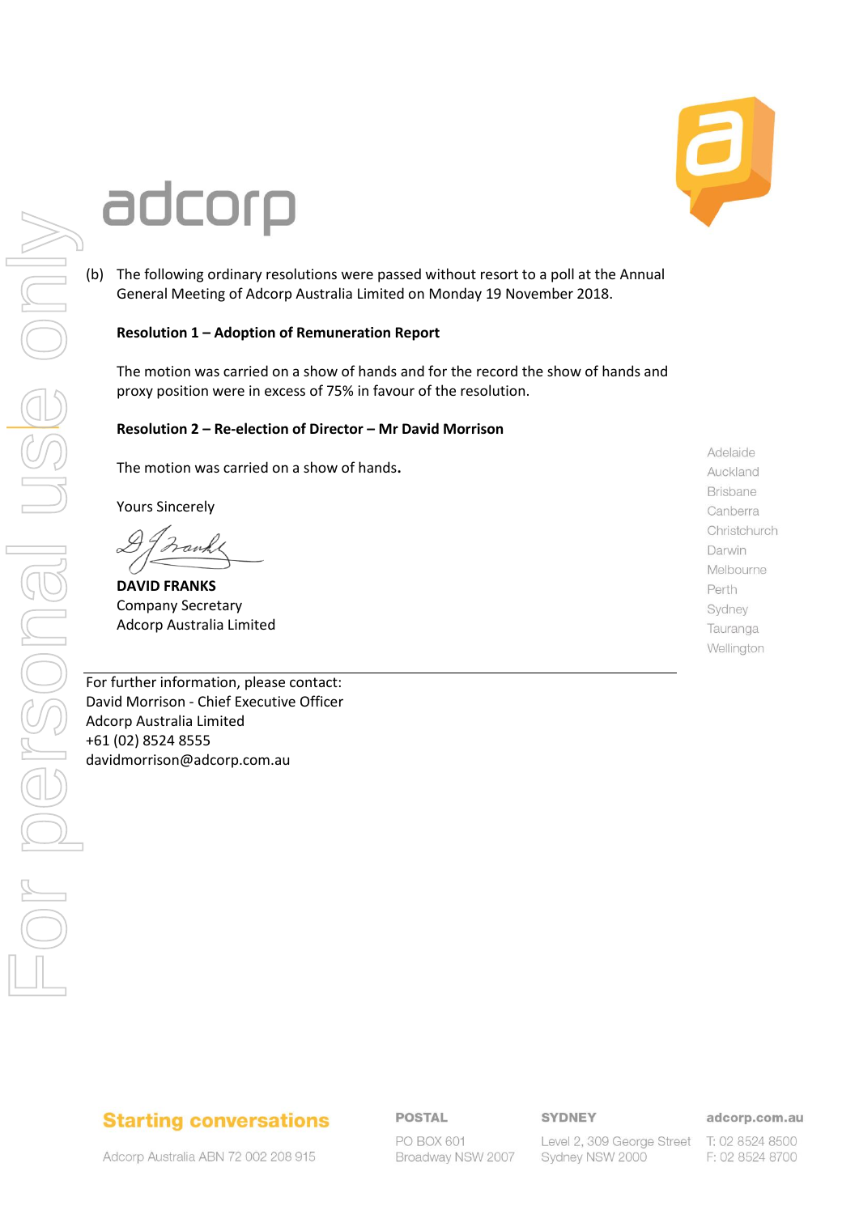adcorp

(b) The following ordinary resolutions were passed without resort to a poll at the Annual General Meeting of Adcorp Australia Limited on Monday 19 November 2018.

**Resolution 1 – Adoption of Remuneration Report**

The motion was carried on a show of hands and for the record the show of hands and proxy position were in excess of 75% in favour of the resolution.

**Resolution 2 – Re-election of Director – Mr David Morrison**

The motion was carried on a show of hands.

Yours Sincerely

**DAVID FRANKS**
Company Secretary
Adcorp Australia Limited

Adelaide
Auckland
Brisbane
Canberra
Christchurch
Darwin
Melbourne
Perth
Sydney
Tauranga
Wellington

---

For further information, please contact:
David Morrison - Chief Executive Officer
Adcorp Australia Limited
+61 (02) 8524 8555
davidmorrison@adcorp.com.au

**Starting conversations**

Adcorp Australia ABN 72 002 208 915

**POSTAL**
PO BOX 601
Broadway NSW 2007

**SYDNEY**
Level 2, 309 George Street
Sydney NSW 2000

**adcorp.com.au**
T: 02 8524 8500
F: 02 8524 8700